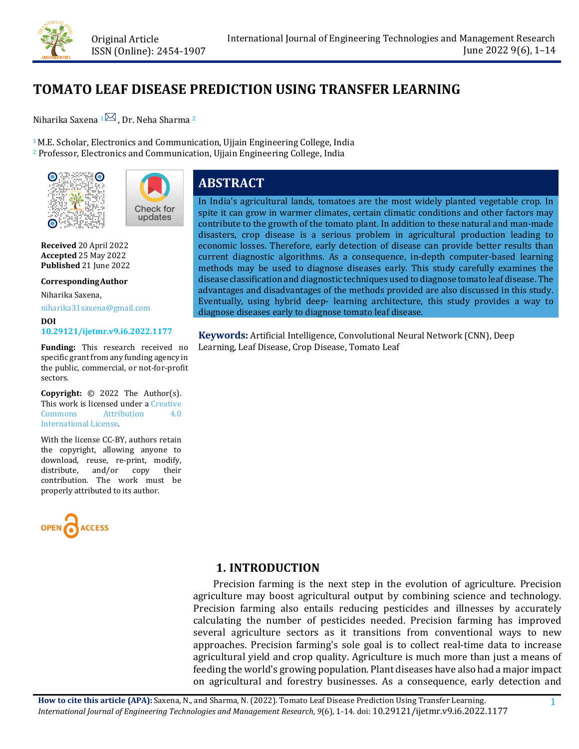Original Article
ISSN (Online): 2454-1907

# TOMATO LEAF DISEASE PREDICTION USING TRANSFER LEARNING

Niharika Saxena [1], Dr. Neha Sharma [2]

[1] M.E. Scholar, Electronics and Communication, Ujjain Engineering College, India
[2] Professor, Electronics and Communication, Ujjain Engineering College, India

**Received** 20 April 2022
**Accepted** 25 May 2022
**Published** 21 June 2022

**Corresponding Author**

Niharika Saxena,

niharika31saxena@gmail.com

**DOI**
**10.29121/ijetmr.v9.i6.2022.1177**

**Funding:** This research received no specific grant from any funding agency in the public, commercial, or not-for-profit sectors.

**Copyright:** © 2022 The Author(s). This work is licensed under a Creative Commons Attribution 4.0 International License.

With the license CC-BY, authors retain the copyright, allowing anyone to download, reuse, re-print, modify, distribute, and/or copy their contribution. The work must be properly attributed to its author.

## ABSTRACT

In India's agricultural lands, tomatoes are the most widely planted vegetable crop. In spite it can grow in warmer climates, certain climatic conditions and other factors may contribute to the growth of the tomato plant. In addition to these natural and man-made disasters, crop disease is a serious problem in agricultural production leading to economic losses. Therefore, early detection of disease can provide better results than current diagnostic algorithms. As a consequence, in-depth computer-based learning methods may be used to diagnose diseases early. This study carefully examines the disease classification and diagnostic techniques used to diagnose tomato leaf disease. The advantages and disadvantages of the methods provided are also discussed in this study. Eventually, using hybrid deep- learning architecture, this study provides a way to diagnose diseases early to diagnose tomato leaf disease.

**Keywords:** Artificial Intelligence, Convolutional Neural Network (CNN), Deep Learning, Leaf Disease, Crop Disease, Tomato Leaf

## 1. INTRODUCTION

Precision farming is the next step in the evolution of agriculture. Precision agriculture may boost agricultural output by combining science and technology. Precision farming also entails reducing pesticides and illnesses by accurately calculating the number of pesticides needed. Precision farming has improved several agriculture sectors as it transitions from conventional ways to new approaches. Precision farming's sole goal is to collect real-time data to increase agricultural yield and crop quality. Agriculture is much more than just a means of feeding the world's growing population. Plant diseases have also had a major impact on agricultural and forestry businesses. As a consequence, early detection and

**How to cite this article (APA):** Saxena, N., and Sharma, N. (2022). Tomato Leaf Disease Prediction Using Transfer Learning. *International Journal of Engineering Technologies and Management Research, 9*(6), 1-14. doi: 10.29121/ijetmr.v9.i6.2022.1177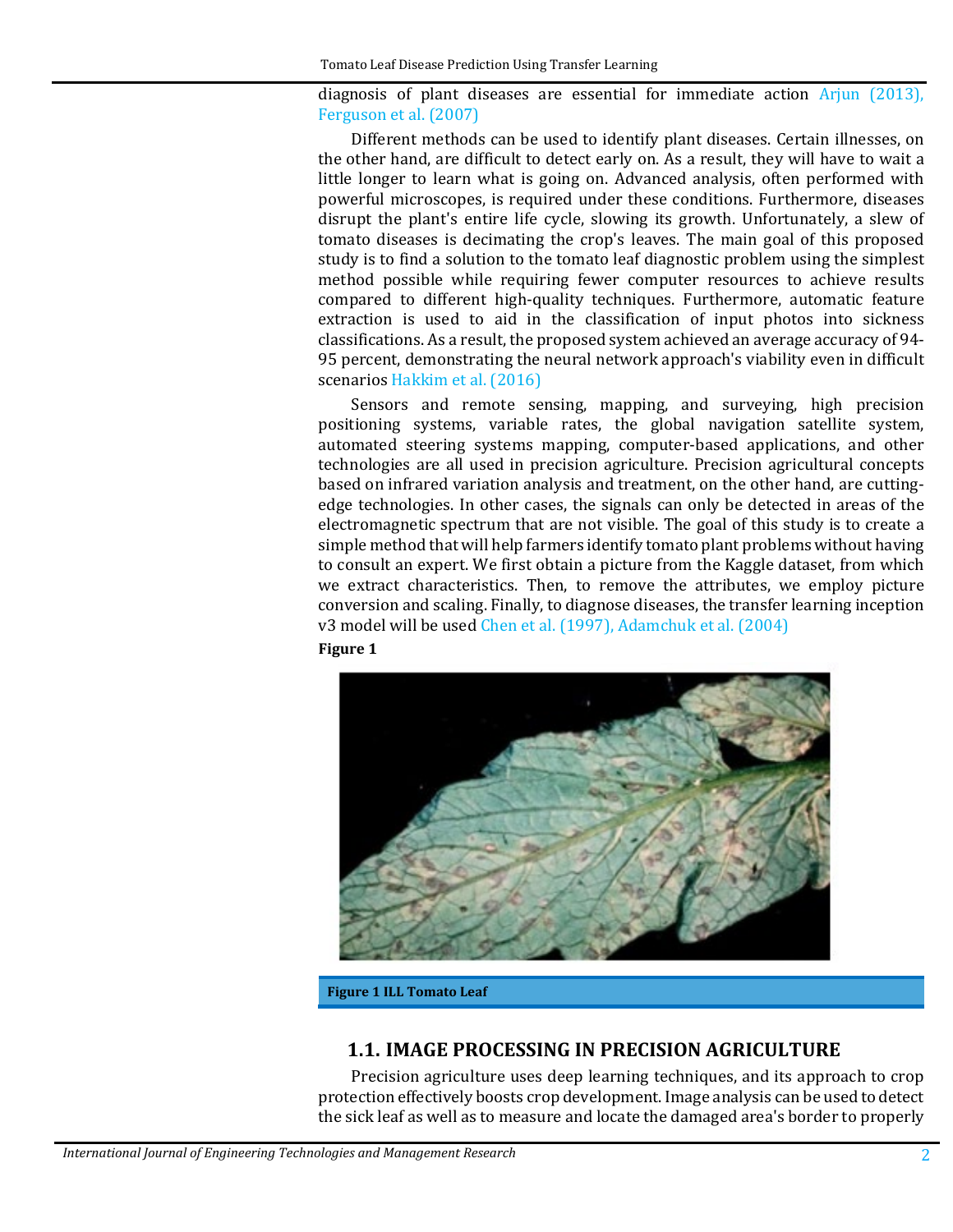diagnosis of plant diseases are essential for immediate action Arjun (2013), Ferguson et al. (2007)

Different methods can be used to identify plant diseases. Certain illnesses, on the other hand, are difficult to detect early on. As a result, they will have to wait a little longer to learn what is going on. Advanced analysis, often performed with powerful microscopes, is required under these conditions. Furthermore, diseases disrupt the plant's entire life cycle, slowing its growth. Unfortunately, a slew of tomato diseases is decimating the crop's leaves. The main goal of this proposed study is to find a solution to the tomato leaf diagnostic problem using the simplest method possible while requiring fewer computer resources to achieve results compared to different high-quality techniques. Furthermore, automatic feature extraction is used to aid in the classification of input photos into sickness classifications. As a result, the proposed system achieved an average accuracy of 94-95 percent, demonstrating the neural network approach's viability even in difficult scenarios Hakkim et al. (2016)

Sensors and remote sensing, mapping, and surveying, high precision positioning systems, variable rates, the global navigation satellite system, automated steering systems mapping, computer-based applications, and other technologies are all used in precision agriculture. Precision agricultural concepts based on infrared variation analysis and treatment, on the other hand, are cutting-edge technologies. In other cases, the signals can only be detected in areas of the electromagnetic spectrum that are not visible. The goal of this study is to create a simple method that will help farmers identify tomato plant problems without having to consult an expert. We first obtain a picture from the Kaggle dataset, from which we extract characteristics. Then, to remove the attributes, we employ picture conversion and scaling. Finally, to diagnose diseases, the transfer learning inception v3 model will be used Chen et al. (1997), Adamchuk et al. (2004)

**Figure 1**

**Figure 1 ILL Tomato Leaf**

## 1.1. IMAGE PROCESSING IN PRECISION AGRICULTURE

Precision agriculture uses deep learning techniques, and its approach to crop protection effectively boosts crop development. Image analysis can be used to detect the sick leaf as well as to measure and locate the damaged area's border to properly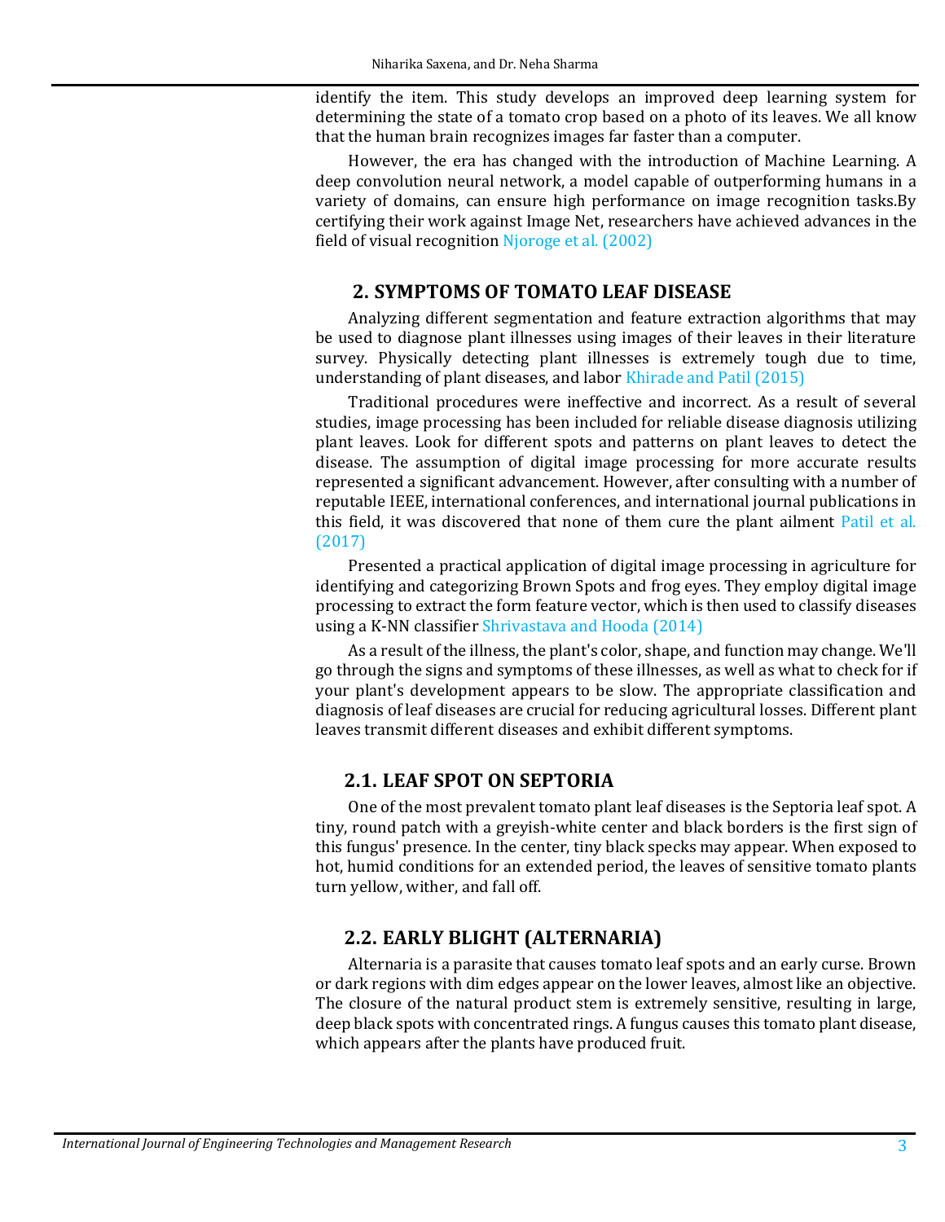identify the item. This study develops an improved deep learning system for determining the state of a tomato crop based on a photo of its leaves. We all know that the human brain recognizes images far faster than a computer.

However, the era has changed with the introduction of Machine Learning. A deep convolution neural network, a model capable of outperforming humans in a variety of domains, can ensure high performance on image recognition tasks.By certifying their work against Image Net, researchers have achieved advances in the field of visual recognition Njoroge et al. (2002)

## 2. SYMPTOMS OF TOMATO LEAF DISEASE

Analyzing different segmentation and feature extraction algorithms that may be used to diagnose plant illnesses using images of their leaves in their literature survey. Physically detecting plant illnesses is extremely tough due to time, understanding of plant diseases, and labor Khirade and Patil (2015)

Traditional procedures were ineffective and incorrect. As a result of several studies, image processing has been included for reliable disease diagnosis utilizing plant leaves. Look for different spots and patterns on plant leaves to detect the disease. The assumption of digital image processing for more accurate results represented a significant advancement. However, after consulting with a number of reputable IEEE, international conferences, and international journal publications in this field, it was discovered that none of them cure the plant ailment Patil et al. (2017)

Presented a practical application of digital image processing in agriculture for identifying and categorizing Brown Spots and frog eyes. They employ digital image processing to extract the form feature vector, which is then used to classify diseases using a K-NN classifier Shrivastava and Hooda (2014)

As a result of the illness, the plant's color, shape, and function may change. We'll go through the signs and symptoms of these illnesses, as well as what to check for if your plant's development appears to be slow. The appropriate classification and diagnosis of leaf diseases are crucial for reducing agricultural losses. Different plant leaves transmit different diseases and exhibit different symptoms.

### 2.1. LEAF SPOT ON SEPTORIA

One of the most prevalent tomato plant leaf diseases is the Septoria leaf spot. A tiny, round patch with a greyish-white center and black borders is the first sign of this fungus' presence. In the center, tiny black specks may appear. When exposed to hot, humid conditions for an extended period, the leaves of sensitive tomato plants turn yellow, wither, and fall off.

### 2.2. EARLY BLIGHT (ALTERNARIA)

Alternaria is a parasite that causes tomato leaf spots and an early curse. Brown or dark regions with dim edges appear on the lower leaves, almost like an objective. The closure of the natural product stem is extremely sensitive, resulting in large, deep black spots with concentrated rings. A fungus causes this tomato plant disease, which appears after the plants have produced fruit.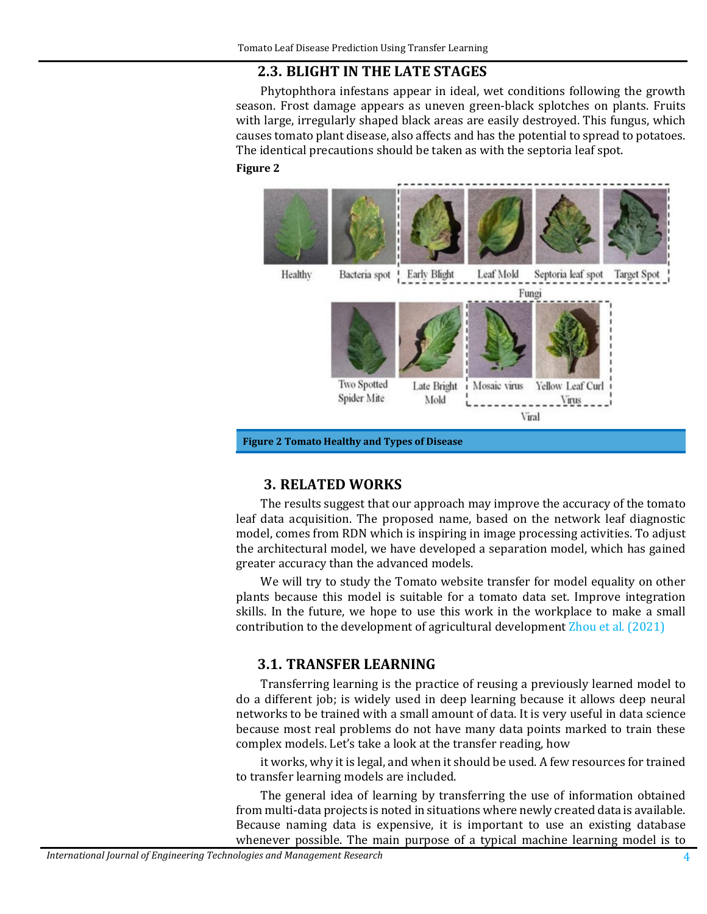## 2.3. BLIGHT IN THE LATE STAGES

Phytophthora infestans appear in ideal, wet conditions following the growth season. Frost damage appears as uneven green-black splotches on plants. Fruits with large, irregularly shaped black areas are easily destroyed. This fungus, which causes tomato plant disease, also affects and has the potential to spread to potatoes. The identical precautions should be taken as with the septoria leaf spot.

**Figure 2**

Healthy, Bacteria spot, Early Blight, Leaf Mold, Septoria leaf spot, Target Spot, Fungi, Two Spotted Spider Mite, Late Bright Mold, Mosaic virus, Yellow Leaf Curl Virus, Viral

**Figure 2 Tomato Healthy and Types of Disease**

## 3. RELATED WORKS

The results suggest that our approach may improve the accuracy of the tomato leaf data acquisition. The proposed name, based on the network leaf diagnostic model, comes from RDN which is inspiring in image processing activities. To adjust the architectural model, we have developed a separation model, which has gained greater accuracy than the advanced models.

We will try to study the Tomato website transfer for model equality on other plants because this model is suitable for a tomato data set. Improve integration skills. In the future, we hope to use this work in the workplace to make a small contribution to the development of agricultural development Zhou et al. (2021)

## 3.1. TRANSFER LEARNING

Transferring learning is the practice of reusing a previously learned model to do a different job; is widely used in deep learning because it allows deep neural networks to be trained with a small amount of data. It is very useful in data science because most real problems do not have many data points marked to train these complex models. Let's take a look at the transfer reading, how

it works, why it is legal, and when it should be used. A few resources for trained to transfer learning models are included.

The general idea of learning by transferring the use of information obtained from multi-data projects is noted in situations where newly created data is available. Because naming data is expensive, it is important to use an existing database whenever possible. The main purpose of a typical machine learning model is to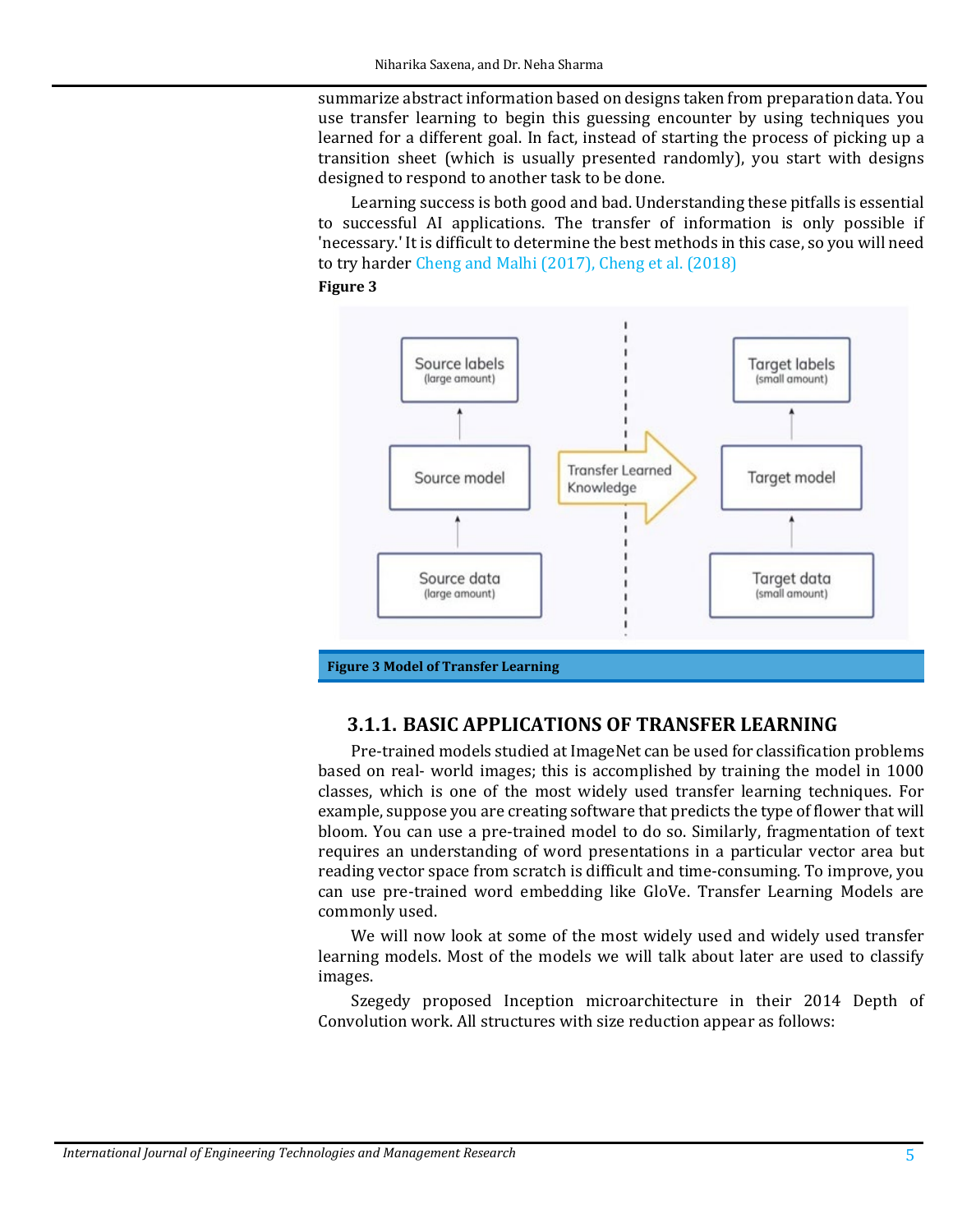summarize abstract information based on designs taken from preparation data. You use transfer learning to begin this guessing encounter by using techniques you learned for a different goal. In fact, instead of starting the process of picking up a transition sheet (which is usually presented randomly), you start with designs designed to respond to another task to be done.

Learning success is both good and bad. Understanding these pitfalls is essential to successful AI applications. The transfer of information is only possible if 'necessary.' It is difficult to determine the best methods in this case, so you will need to try harder Cheng and Malhi (2017), Cheng et al. (2018)

**Figure 3**

Source labels (large amount)

Source model

Source data (large amount)

Transfer Learned Knowledge

Target labels (small amount)

Target model

Target data (small amount)

**Figure 3 Model of Transfer Learning**

### 3.1.1. BASIC APPLICATIONS OF TRANSFER LEARNING

Pre-trained models studied at ImageNet can be used for classification problems based on real- world images; this is accomplished by training the model in 1000 classes, which is one of the most widely used transfer learning techniques. For example, suppose you are creating software that predicts the type of flower that will bloom. You can use a pre-trained model to do so. Similarly, fragmentation of text requires an understanding of word presentations in a particular vector area but reading vector space from scratch is difficult and time-consuming. To improve, you can use pre-trained word embedding like GloVe. Transfer Learning Models are commonly used.

We will now look at some of the most widely used and widely used transfer learning models. Most of the models we will talk about later are used to classify images.

Szegedy proposed Inception microarchitecture in their 2014 Depth of Convolution work. All structures with size reduction appear as follows: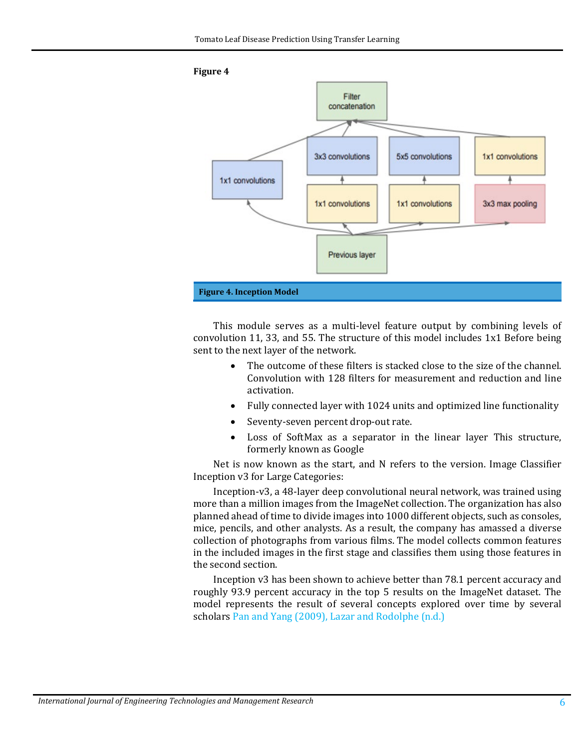**Figure 4**

**Figure 4. Inception Model**

This module serves as a multi-level feature output by combining levels of convolution 11, 33, and 55. The structure of this model includes 1x1 Before being sent to the next layer of the network.

- The outcome of these filters is stacked close to the size of the channel. Convolution with 128 filters for measurement and reduction and line activation.
- Fully connected layer with 1024 units and optimized line functionality
- Seventy-seven percent drop-out rate.
- Loss of SoftMax as a separator in the linear layer This structure, formerly known as Google

Net is now known as the start, and N refers to the version. Image Classifier Inception v3 for Large Categories:

Inception-v3, a 48-layer deep convolutional neural network, was trained using more than a million images from the ImageNet collection. The organization has also planned ahead of time to divide images into 1000 different objects, such as consoles, mice, pencils, and other analysts. As a result, the company has amassed a diverse collection of photographs from various films. The model collects common features in the included images in the first stage and classifies them using those features in the second section.

Inception v3 has been shown to achieve better than 78.1 percent accuracy and roughly 93.9 percent accuracy in the top 5 results on the ImageNet dataset. The model represents the result of several concepts explored over time by several scholars Pan and Yang (2009), Lazar and Rodolphe (n.d.)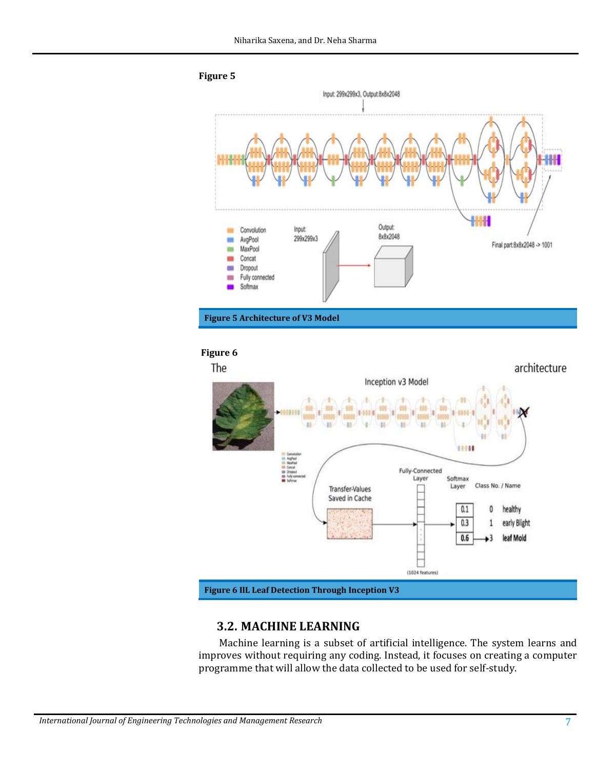**Figure 5**

Figure 5 Architecture of V3 Model

**Figure 6**

Figure 6 IIL Leaf Detection Through Inception V3

## 3.2. MACHINE LEARNING

Machine learning is a subset of artificial intelligence. The system learns and improves without requiring any coding. Instead, it focuses on creating a computer programme that will allow the data collected to be used for self-study.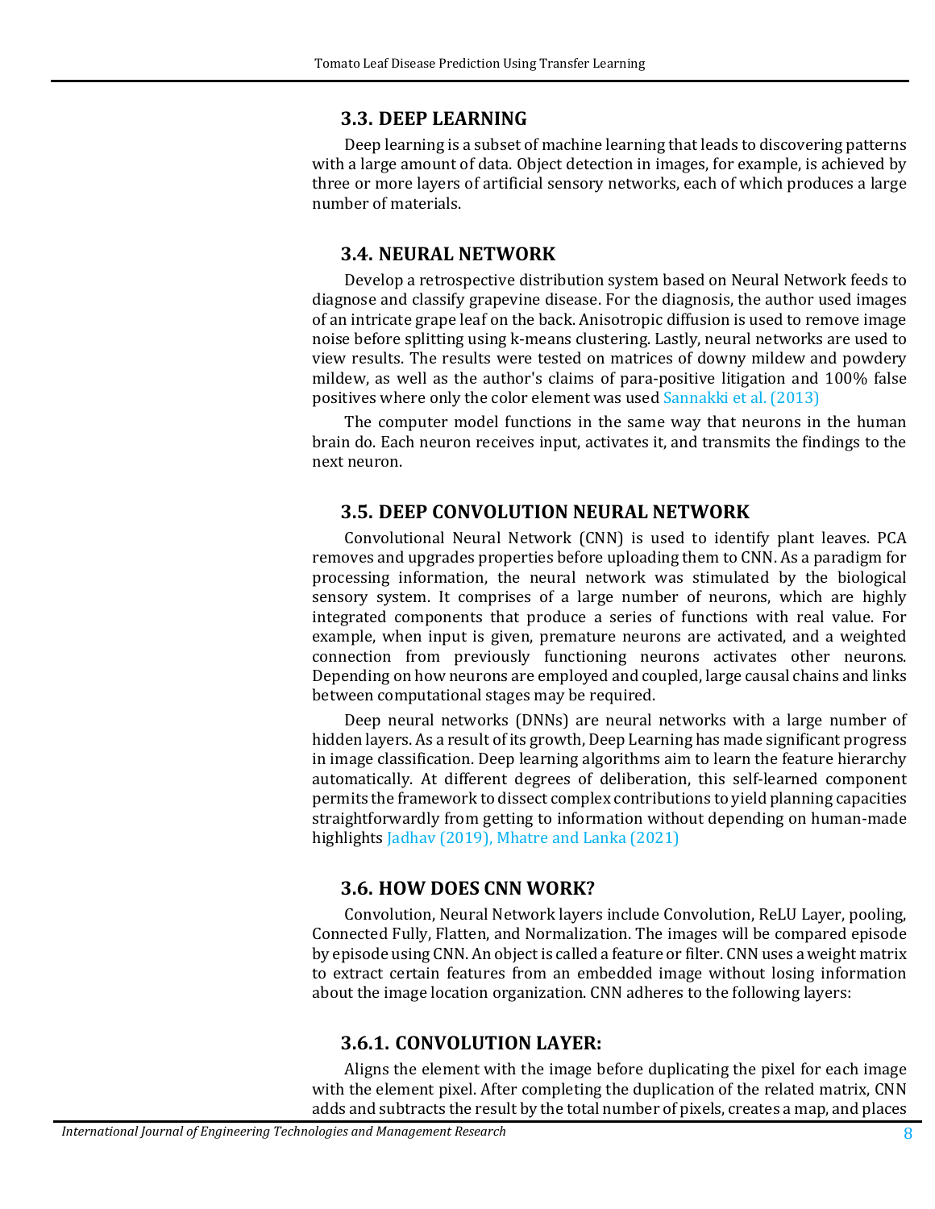## 3.3. DEEP LEARNING

Deep learning is a subset of machine learning that leads to discovering patterns with a large amount of data. Object detection in images, for example, is achieved by three or more layers of artificial sensory networks, each of which produces a large number of materials.

## 3.4. NEURAL NETWORK

Develop a retrospective distribution system based on Neural Network feeds to diagnose and classify grapevine disease. For the diagnosis, the author used images of an intricate grape leaf on the back. Anisotropic diffusion is used to remove image noise before splitting using k-means clustering. Lastly, neural networks are used to view results. The results were tested on matrices of downy mildew and powdery mildew, as well as the author's claims of para-positive litigation and 100% false positives where only the color element was used Sannakki et al. (2013)

The computer model functions in the same way that neurons in the human brain do. Each neuron receives input, activates it, and transmits the findings to the next neuron.

## 3.5. DEEP CONVOLUTION NEURAL NETWORK

Convolutional Neural Network (CNN) is used to identify plant leaves. PCA removes and upgrades properties before uploading them to CNN. As a paradigm for processing information, the neural network was stimulated by the biological sensory system. It comprises of a large number of neurons, which are highly integrated components that produce a series of functions with real value. For example, when input is given, premature neurons are activated, and a weighted connection from previously functioning neurons activates other neurons. Depending on how neurons are employed and coupled, large causal chains and links between computational stages may be required.

Deep neural networks (DNNs) are neural networks with a large number of hidden layers. As a result of its growth, Deep Learning has made significant progress in image classification. Deep learning algorithms aim to learn the feature hierarchy automatically. At different degrees of deliberation, this self-learned component permits the framework to dissect complex contributions to yield planning capacities straightforwardly from getting to information without depending on human-made highlights Jadhav (2019), Mhatre and Lanka (2021)

## 3.6. HOW DOES CNN WORK?

Convolution, Neural Network layers include Convolution, ReLU Layer, pooling, Connected Fully, Flatten, and Normalization. The images will be compared episode by episode using CNN. An object is called a feature or filter. CNN uses a weight matrix to extract certain features from an embedded image without losing information about the image location organization. CNN adheres to the following layers:

### 3.6.1. CONVOLUTION LAYER:

Aligns the element with the image before duplicating the pixel for each image with the element pixel. After completing the duplication of the related matrix, CNN adds and subtracts the result by the total number of pixels, creates a map, and places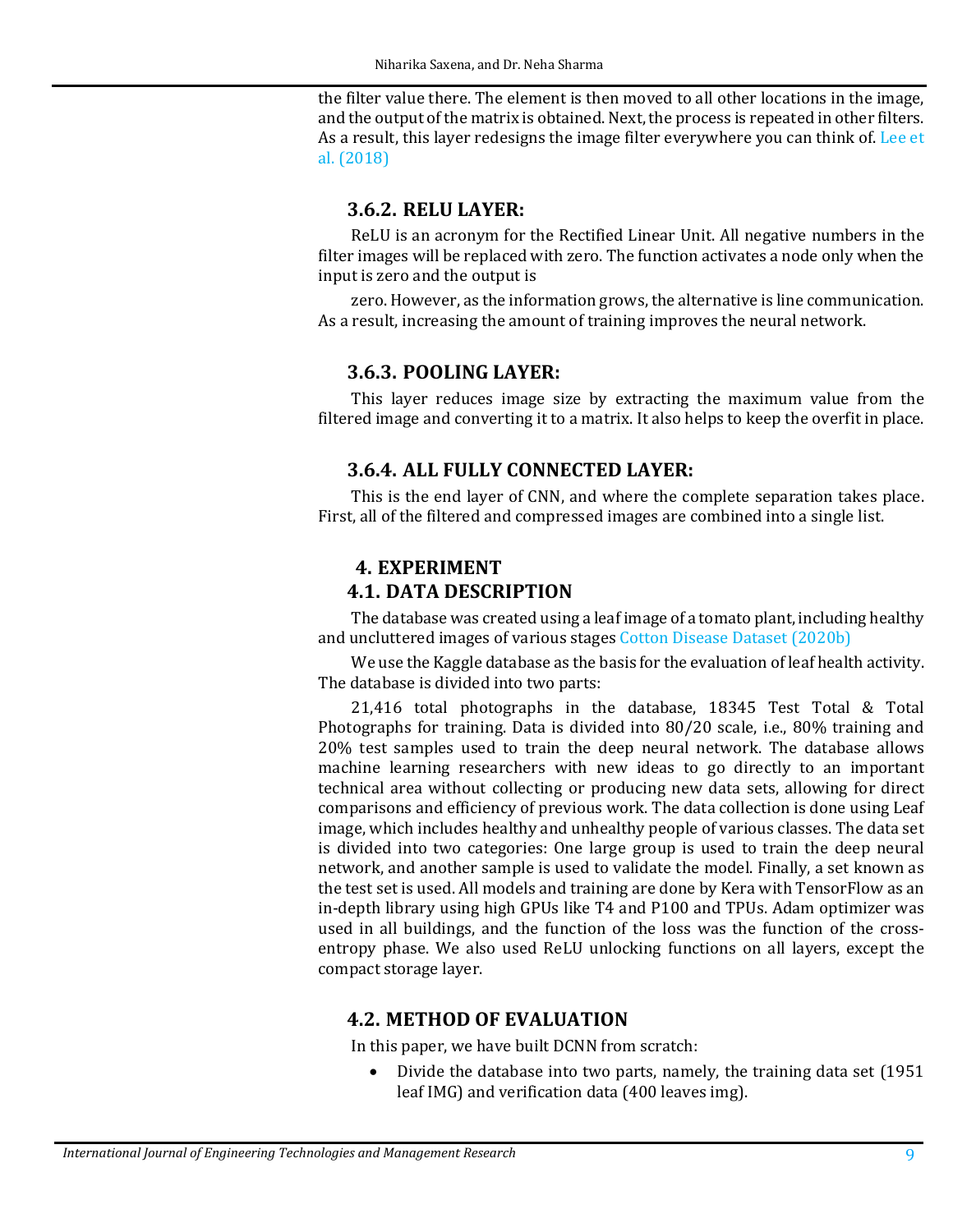the filter value there. The element is then moved to all other locations in the image, and the output of the matrix is obtained. Next, the process is repeated in other filters. As a result, this layer redesigns the image filter everywhere you can think of. Lee et al. (2018)

### 3.6.2. RELU LAYER:

ReLU is an acronym for the Rectified Linear Unit. All negative numbers in the filter images will be replaced with zero. The function activates a node only when the input is zero and the output is

zero. However, as the information grows, the alternative is line communication. As a result, increasing the amount of training improves the neural network.

### 3.6.3. POOLING LAYER:

This layer reduces image size by extracting the maximum value from the filtered image and converting it to a matrix. It also helps to keep the overfit in place.

### 3.6.4. ALL FULLY CONNECTED LAYER:

This is the end layer of CNN, and where the complete separation takes place. First, all of the filtered and compressed images are combined into a single list.

## 4. EXPERIMENT

### 4.1. DATA DESCRIPTION

The database was created using a leaf image of a tomato plant, including healthy and uncluttered images of various stages Cotton Disease Dataset (2020b)

We use the Kaggle database as the basis for the evaluation of leaf health activity. The database is divided into two parts:

21,416 total photographs in the database, 18345 Test Total & Total Photographs for training. Data is divided into 80/20 scale, i.e., 80% training and 20% test samples used to train the deep neural network. The database allows machine learning researchers with new ideas to go directly to an important technical area without collecting or producing new data sets, allowing for direct comparisons and efficiency of previous work. The data collection is done using Leaf image, which includes healthy and unhealthy people of various classes. The data set is divided into two categories: One large group is used to train the deep neural network, and another sample is used to validate the model. Finally, a set known as the test set is used. All models and training are done by Kera with TensorFlow as an in-depth library using high GPUs like T4 and P100 and TPUs. Adam optimizer was used in all buildings, and the function of the loss was the function of the cross-entropy phase. We also used ReLU unlocking functions on all layers, except the compact storage layer.

### 4.2. METHOD OF EVALUATION

In this paper, we have built DCNN from scratch:

- Divide the database into two parts, namely, the training data set (1951 leaf IMG) and verification data (400 leaves img).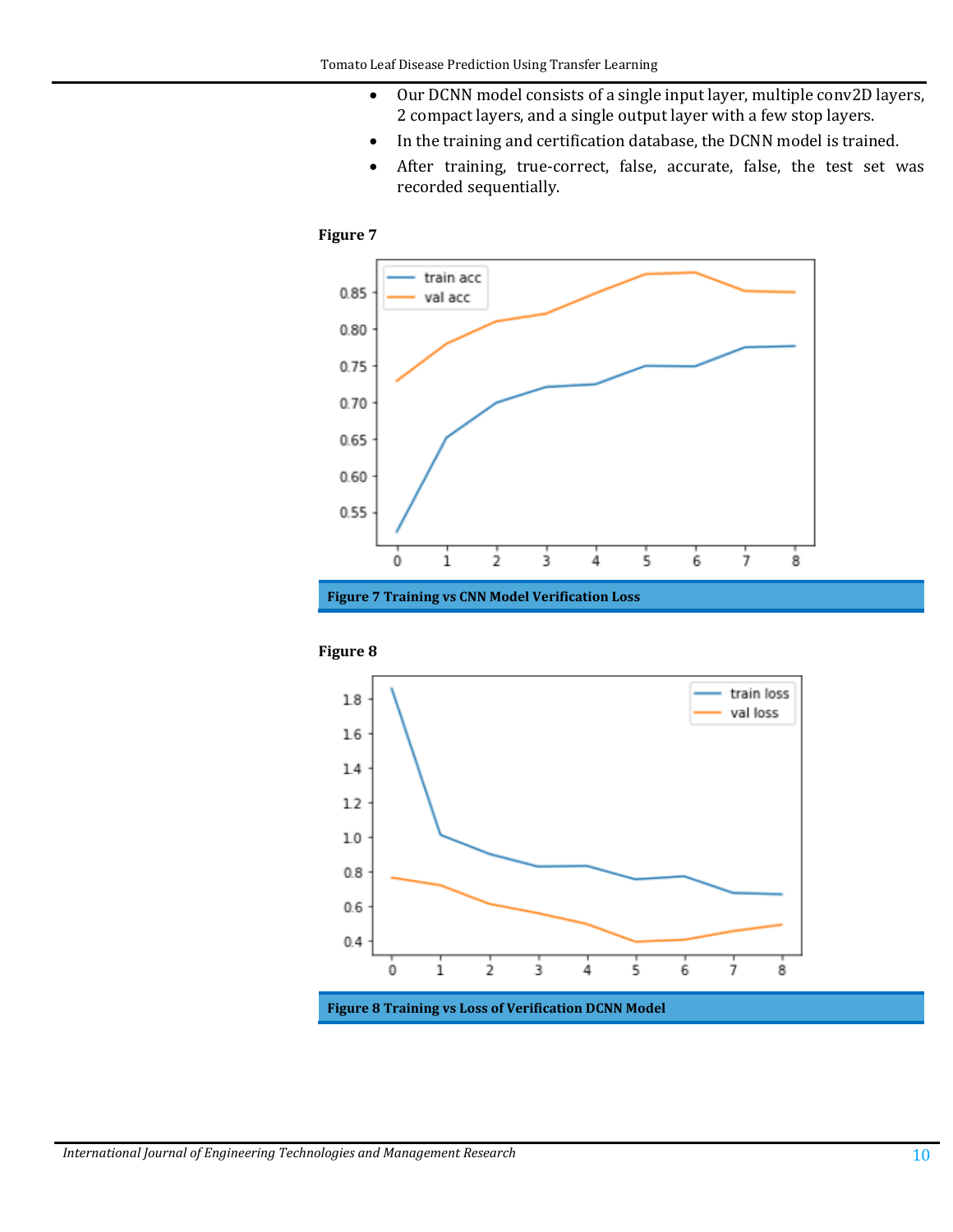- Our DCNN model consists of a single input layer, multiple conv2D layers, 2 compact layers, and a single output layer with a few stop layers.
- In the training and certification database, the DCNN model is trained.
- After training, true-correct, false, accurate, false, the test set was recorded sequentially.

**Figure 7**

**Figure 7 Training vs CNN Model Verification Loss**

**Figure 8**

**Figure 8 Training vs Loss of Verification DCNN Model**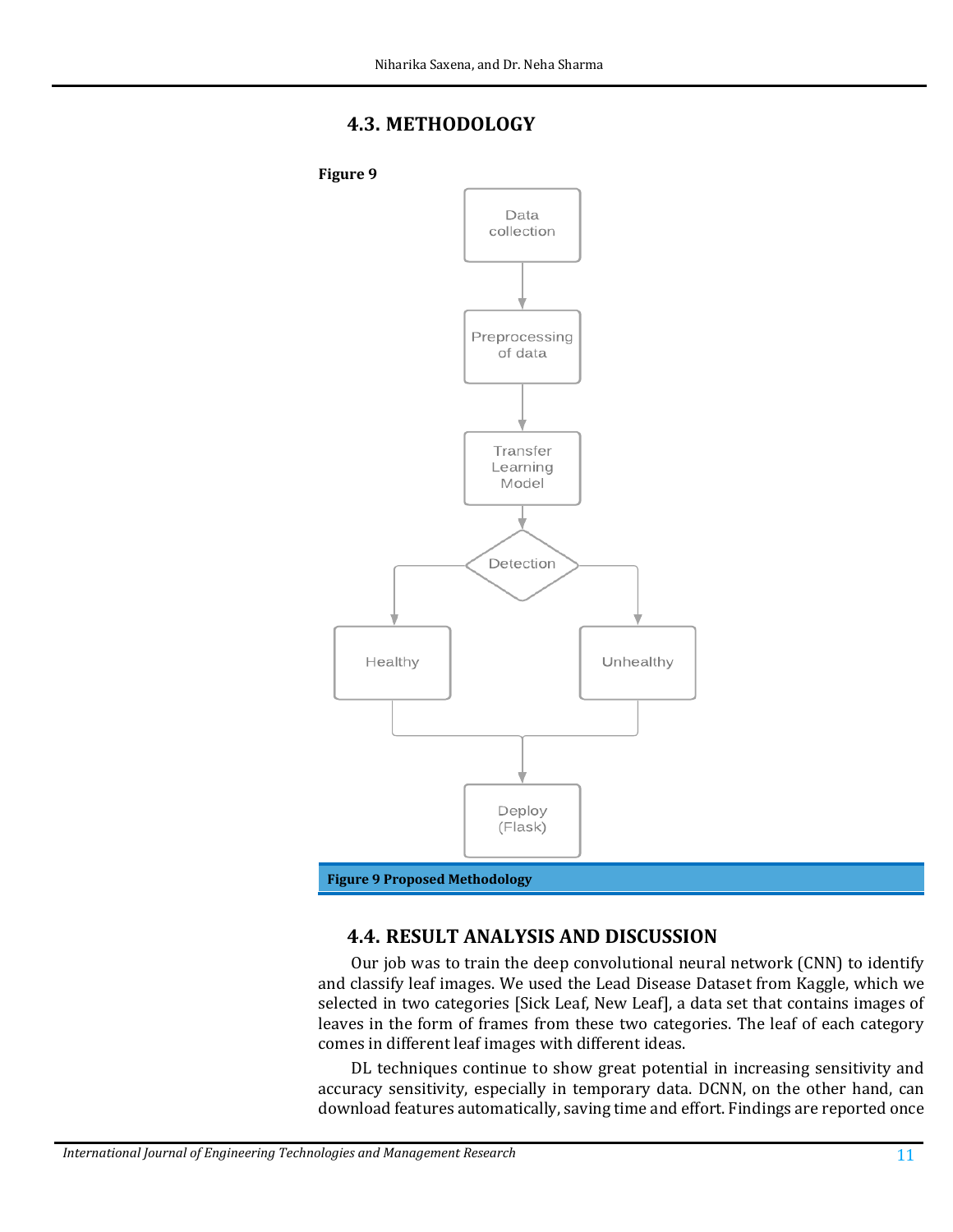## 4.3. METHODOLOGY

**Figure 9**

Data collection → Preprocessing of data → Transfer Learning Model → Detection → Healthy / Unhealthy → Deploy (Flask)

**Figure 9 Proposed Methodology**

## 4.4. RESULT ANALYSIS AND DISCUSSION

Our job was to train the deep convolutional neural network (CNN) to identify and classify leaf images. We used the Lead Disease Dataset from Kaggle, which we selected in two categories [Sick Leaf, New Leaf], a data set that contains images of leaves in the form of frames from these two categories. The leaf of each category comes in different leaf images with different ideas.

DL techniques continue to show great potential in increasing sensitivity and accuracy sensitivity, especially in temporary data. DCNN, on the other hand, can download features automatically, saving time and effort. Findings are reported once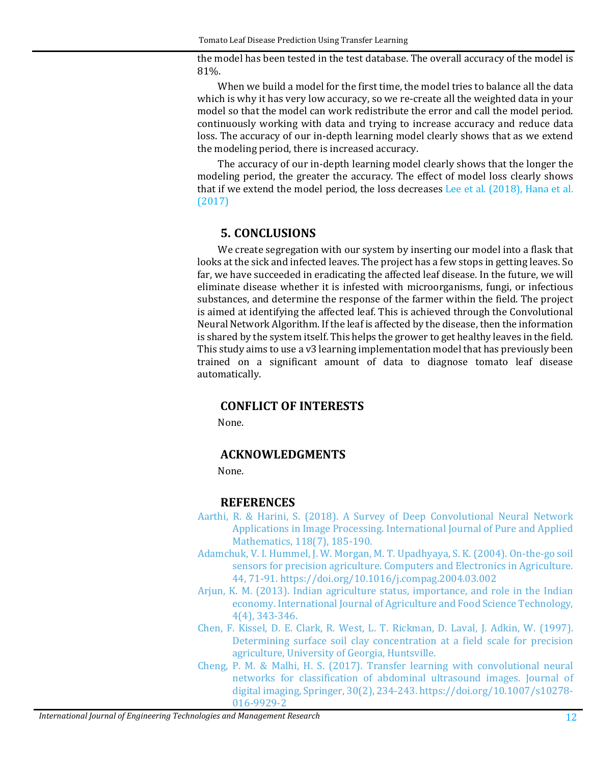the model has been tested in the test database. The overall accuracy of the model is 81%.

When we build a model for the first time, the model tries to balance all the data which is why it has very low accuracy, so we re-create all the weighted data in your model so that the model can work redistribute the error and call the model period. continuously working with data and trying to increase accuracy and reduce data loss. The accuracy of our in-depth learning model clearly shows that as we extend the modeling period, there is increased accuracy.

The accuracy of our in-depth learning model clearly shows that the longer the modeling period, the greater the accuracy. The effect of model loss clearly shows that if we extend the model period, the loss decreases Lee et al. (2018), Hana et al. (2017)

## 5. CONCLUSIONS

We create segregation with our system by inserting our model into a flask that looks at the sick and infected leaves. The project has a few stops in getting leaves. So far, we have succeeded in eradicating the affected leaf disease. In the future, we will eliminate disease whether it is infested with microorganisms, fungi, or infectious substances, and determine the response of the farmer within the field. The project is aimed at identifying the affected leaf. This is achieved through the Convolutional Neural Network Algorithm. If the leaf is affected by the disease, then the information is shared by the system itself. This helps the grower to get healthy leaves in the field. This study aims to use a v3 learning implementation model that has previously been trained on a significant amount of data to diagnose tomato leaf disease automatically.

## CONFLICT OF INTERESTS

None.

## ACKNOWLEDGMENTS

None.

## REFERENCES

Aarthi, R. & Harini, S. (2018). A Survey of Deep Convolutional Neural Network Applications in Image Processing. International Journal of Pure and Applied Mathematics, 118(7), 185-190.

Adamchuk, V. I. Hummel, J. W. Morgan, M. T. Upadhyaya, S. K. (2004). On-the-go soil sensors for precision agriculture. Computers and Electronics in Agriculture. 44, 71-91. https://doi.org/10.1016/j.compag.2004.03.002

Arjun, K. M. (2013). Indian agriculture status, importance, and role in the Indian economy. International Journal of Agriculture and Food Science Technology, 4(4), 343-346.

Chen, F. Kissel, D. E. Clark, R. West, L. T. Rickman, D. Laval, J. Adkin, W. (1997). Determining surface soil clay concentration at a field scale for precision agriculture, University of Georgia, Huntsville.

Cheng, P. M. & Malhi, H. S. (2017). Transfer learning with convolutional neural networks for classification of abdominal ultrasound images. Journal of digital imaging, Springer, 30(2), 234-243. https://doi.org/10.1007/s10278-016-9929-2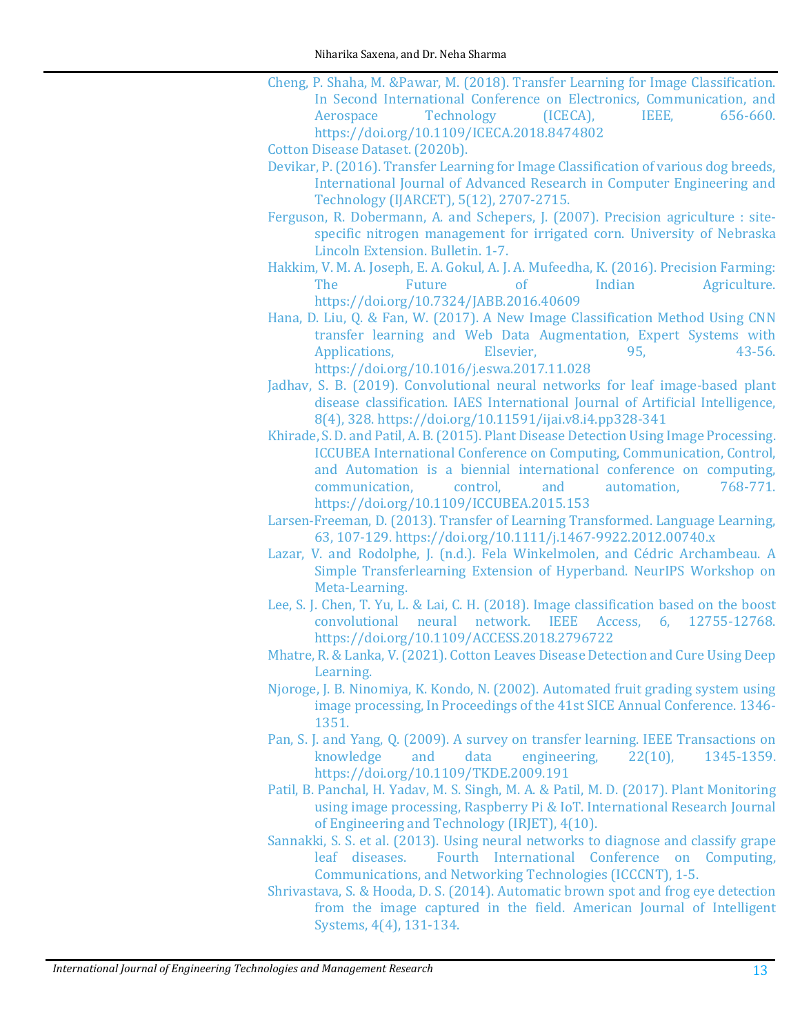Cheng, P. Shaha, M. &Pawar, M. (2018). Transfer Learning for Image Classification. In Second International Conference on Electronics, Communication, and Aerospace Technology (ICECA), IEEE, 656-660. https://doi.org/10.1109/ICECA.2018.8474802

Cotton Disease Dataset. (2020b).

Devikar, P. (2016). Transfer Learning for Image Classification of various dog breeds, International Journal of Advanced Research in Computer Engineering and Technology (IJARCET), 5(12), 2707-2715.

Ferguson, R. Dobermann, A. and Schepers, J. (2007). Precision agriculture : site-specific nitrogen management for irrigated corn. University of Nebraska Lincoln Extension. Bulletin. 1-7.

Hakkim, V. M. A. Joseph, E. A. Gokul, A. J. A. Mufeedha, K. (2016). Precision Farming: The Future of Indian Agriculture. https://doi.org/10.7324/JABB.2016.40609

Hana, D. Liu, Q. & Fan, W. (2017). A New Image Classification Method Using CNN transfer learning and Web Data Augmentation, Expert Systems with Applications, Elsevier, 95, 43-56. https://doi.org/10.1016/j.eswa.2017.11.028

Jadhav, S. B. (2019). Convolutional neural networks for leaf image-based plant disease classification. IAES International Journal of Artificial Intelligence, 8(4), 328. https://doi.org/10.11591/ijai.v8.i4.pp328-341

Khirade, S. D. and Patil, A. B. (2015). Plant Disease Detection Using Image Processing. ICCUBEA International Conference on Computing, Communication, Control, and Automation is a biennial international conference on computing, communication, control, and automation, 768-771. https://doi.org/10.1109/ICCUBEA.2015.153

Larsen-Freeman, D. (2013). Transfer of Learning Transformed. Language Learning, 63, 107-129. https://doi.org/10.1111/j.1467-9922.2012.00740.x

Lazar, V. and Rodolphe, J. (n.d.). Fela Winkelmolen, and Cédric Archambeau. A Simple Transferlearning Extension of Hyperband. NeurIPS Workshop on Meta-Learning.

Lee, S. J. Chen, T. Yu, L. & Lai, C. H. (2018). Image classification based on the boost convolutional neural network. IEEE Access, 6, 12755-12768. https://doi.org/10.1109/ACCESS.2018.2796722

Mhatre, R. & Lanka, V. (2021). Cotton Leaves Disease Detection and Cure Using Deep Learning.

Njoroge, J. B. Ninomiya, K. Kondo, N. (2002). Automated fruit grading system using image processing, In Proceedings of the 41st SICE Annual Conference. 1346-1351.

Pan, S. J. and Yang, Q. (2009). A survey on transfer learning. IEEE Transactions on knowledge and data engineering, 22(10), 1345-1359. https://doi.org/10.1109/TKDE.2009.191

Patil, B. Panchal, H. Yadav, M. S. Singh, M. A. & Patil, M. D. (2017). Plant Monitoring using image processing, Raspberry Pi & IoT. International Research Journal of Engineering and Technology (IRJET), 4(10).

Sannakki, S. S. et al. (2013). Using neural networks to diagnose and classify grape leaf diseases. Fourth International Conference on Computing, Communications, and Networking Technologies (ICCCNT), 1-5.

Shrivastava, S. & Hooda, D. S. (2014). Automatic brown spot and frog eye detection from the image captured in the field. American Journal of Intelligent Systems, 4(4), 131-134.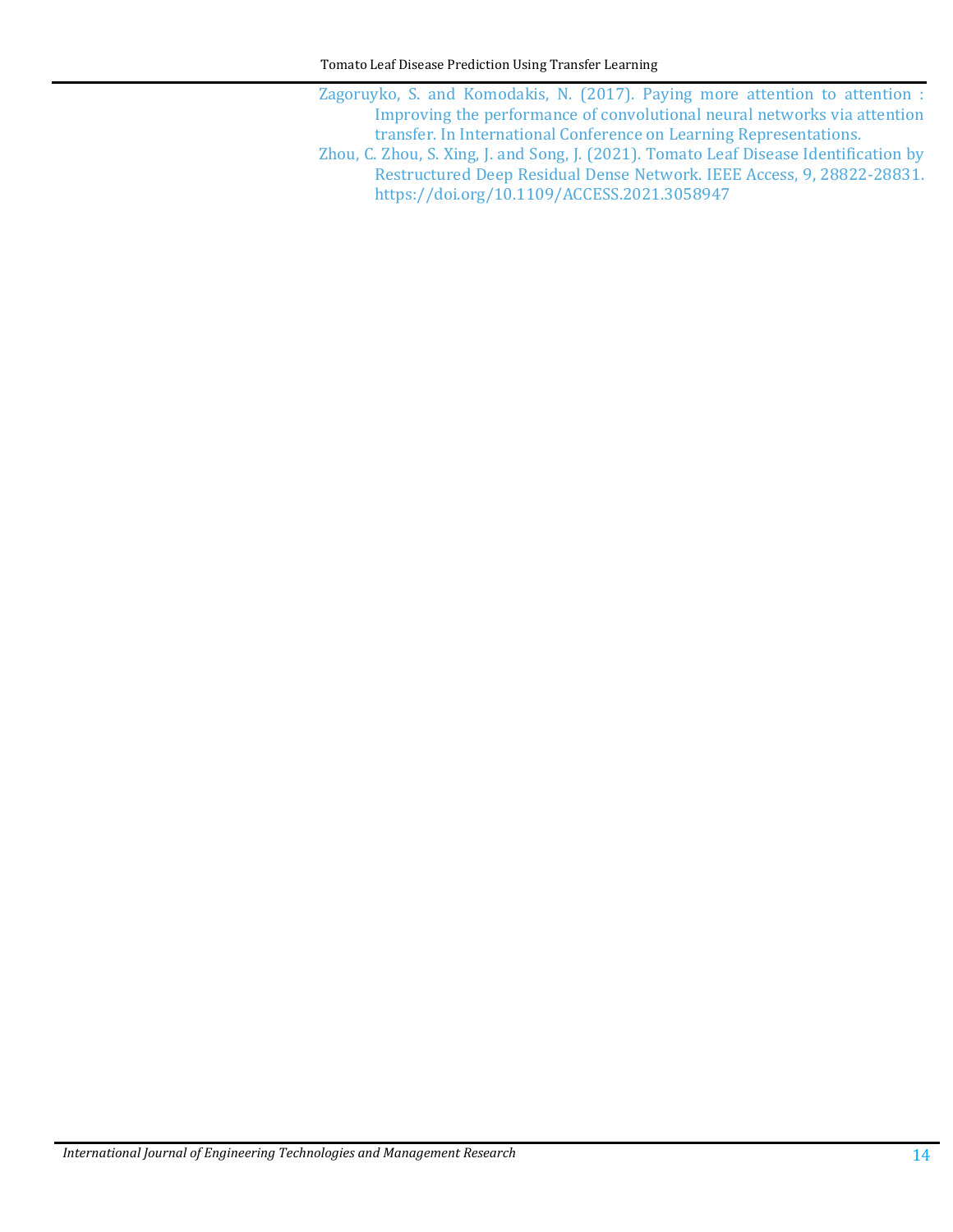Zagoruyko, S. and Komodakis, N. (2017). Paying more attention to attention : Improving the performance of convolutional neural networks via attention transfer. In International Conference on Learning Representations.

Zhou, C. Zhou, S. Xing, J. and Song, J. (2021). Tomato Leaf Disease Identification by Restructured Deep Residual Dense Network. IEEE Access, 9, 28822-28831. https://doi.org/10.1109/ACCESS.2021.3058947